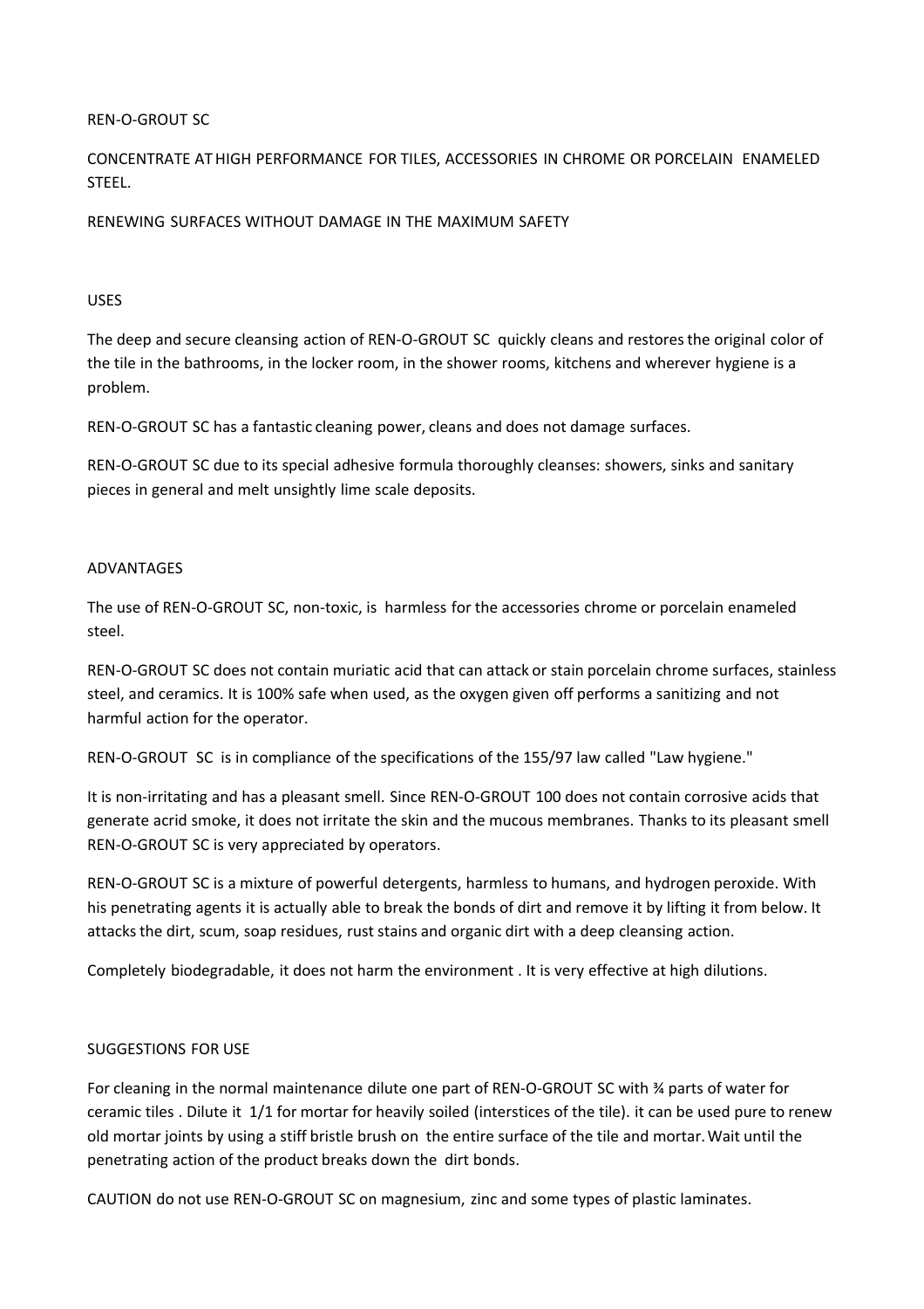# REN-O-GROUT SC

CONCENTRATE AT HIGH PERFORMANCE FOR TILES, ACCESSORIES IN CHROME OR PORCELAIN ENAMELED STEEL.

RENEWING SURFACES WITHOUT DAMAGE IN THE MAXIMUM SAFETY

## USES

The deep and secure cleansing action of REN-O-GROUT SC quickly cleans and restores the original color of the tile in the bathrooms, in the locker room, in the shower rooms, kitchens and wherever hygiene is a problem.

REN-O-GROUT SC has a fantastic cleaning power, cleans and does not damage surfaces.

REN-O-GROUT SC due to its special adhesive formula thoroughly cleanses: showers, sinks and sanitary pieces in general and melt unsightly lime scale deposits.

## ADVANTAGES

The use of REN-O-GROUT SC, non-toxic, is harmless for the accessories chrome or porcelain enameled steel.

REN-O-GROUT SC does not contain muriatic acid that can attack or stain porcelain chrome surfaces, stainless steel, and ceramics. It is 100% safe when used, as the oxygen given off performs a sanitizing and not harmful action for the operator.

REN-O-GROUT SC is in compliance of the specifications of the 155/97 law called "Law hygiene."

It is non-irritating and has a pleasant smell. Since REN-O-GROUT 100 does not contain corrosive acids that generate acrid smoke, it does not irritate the skin and the mucous membranes. Thanks to its pleasant smell REN-O-GROUT SC is very appreciated by operators.

REN-O-GROUT SC is a mixture of powerful detergents, harmless to humans, and hydrogen peroxide. With his penetrating agents it is actually able to break the bonds of dirt and remove it by lifting it from below. It attacks the dirt, scum, soap residues, rust stains and organic dirt with a deep cleansing action.

Completely biodegradable, it does not harm the environment . It is very effective at high dilutions.

## SUGGESTIONS FOR USE

For cleaning in the normal maintenance dilute one part of REN-O-GROUT SC with ¾ parts of water for ceramic tiles . Dilute it 1/1 for mortar for heavily soiled (interstices of the tile). it can be used pure to renew old mortar joints by using a stiff bristle brush on the entire surface of the tile and mortar. Wait until the penetrating action of the product breaks down the dirt bonds.

CAUTION do not use REN-O-GROUT SC on magnesium, zinc and some types of plastic laminates.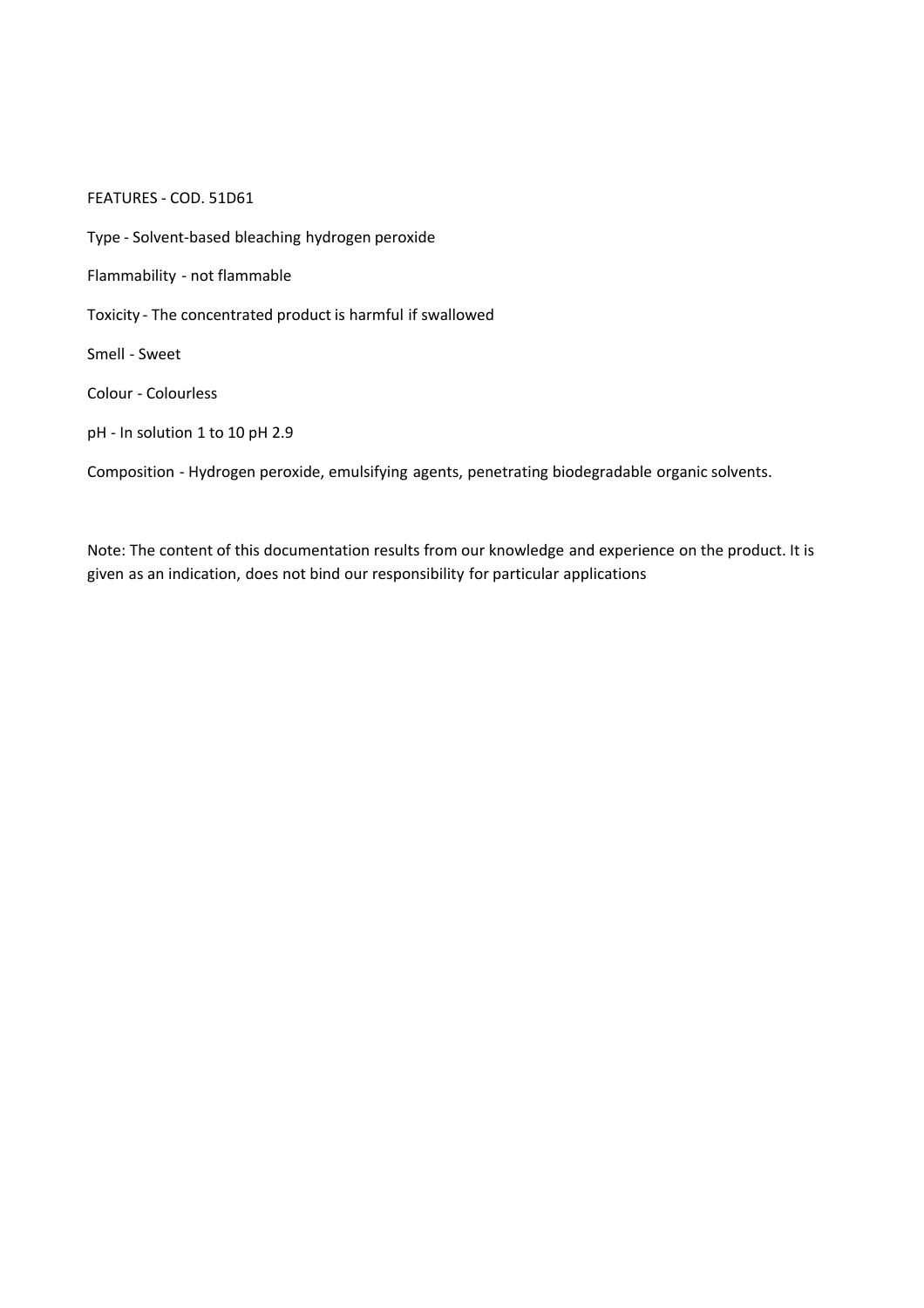FEATURES - COD. 51D61

Type - Solvent-based bleaching hydrogen peroxide

Flammability - not flammable

Toxicity - The concentrated product is harmful if swallowed

Smell - Sweet

Colour - Colourless

pH - In solution 1 to 10 pH 2.9

Composition - Hydrogen peroxide, emulsifying agents, penetrating biodegradable organic solvents.

Note: The content of this documentation results from our knowledge and experience on the product. It is given as an indication, does not bind our responsibility for particular applications